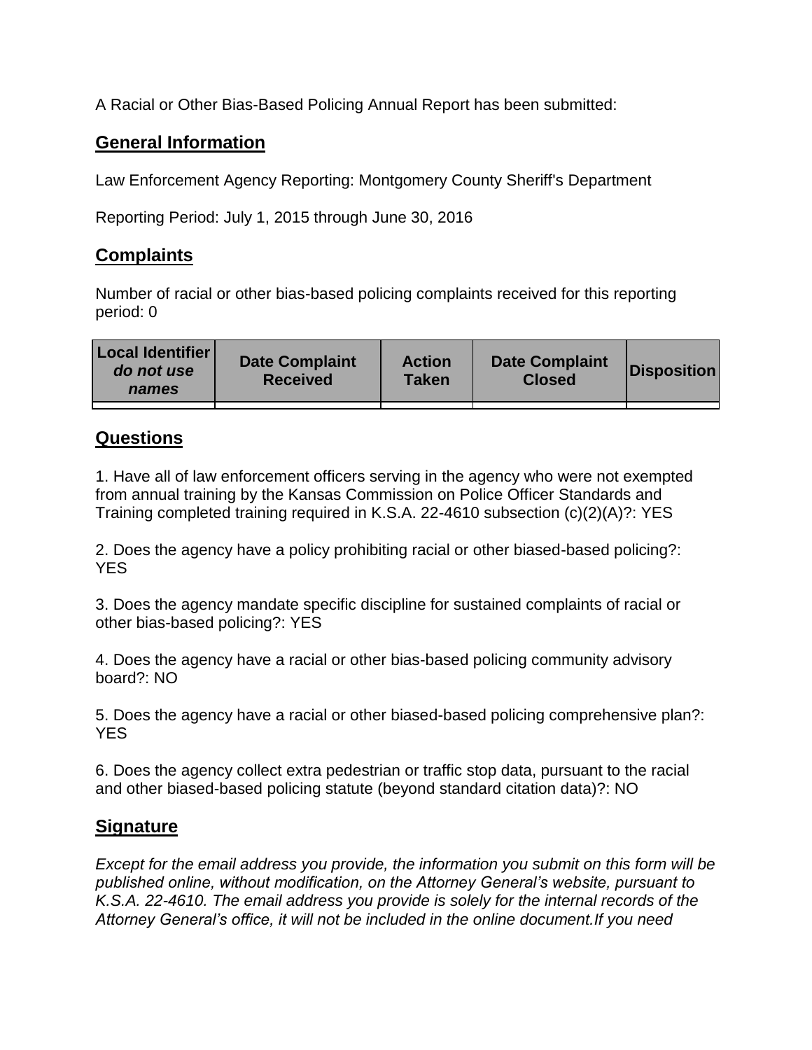A Racial or Other Bias-Based Policing Annual Report has been submitted:

## General Information

Law Enforcement Agency Reporting: Montgomery County Sheriff's Department

Reporting Period: July 1, 2015 through June 30, 2016

## Complaints

Number of racial or other bias-based policing complaints received for this reporting period: 0

| **Local Identifier** ***do not use names*** | **Date Complaint Received** | **Action Taken** | **Date Complaint Closed** | **Disposition** |
|---|---|---|---|---|
| | | | | |

## Questions

1. Have all of law enforcement officers serving in the agency who were not exempted from annual training by the Kansas Commission on Police Officer Standards and Training completed training required in K.S.A. 22-4610 subsection (c)(2)(A)?: YES

2. Does the agency have a policy prohibiting racial or other biased-based policing?: YES

3. Does the agency mandate specific discipline for sustained complaints of racial or other bias-based policing?: YES

4. Does the agency have a racial or other bias-based policing community advisory board?: NO

5. Does the agency have a racial or other biased-based policing comprehensive plan?: YES

6. Does the agency collect extra pedestrian or traffic stop data, pursuant to the racial and other biased-based policing statute (beyond standard citation data)?: NO

## Signature

*Except for the email address you provide, the information you submit on this form will be published online, without modification, on the Attorney General's website, pursuant to K.S.A. 22-4610. The email address you provide is solely for the internal records of the Attorney General's office, it will not be included in the online document.If you need*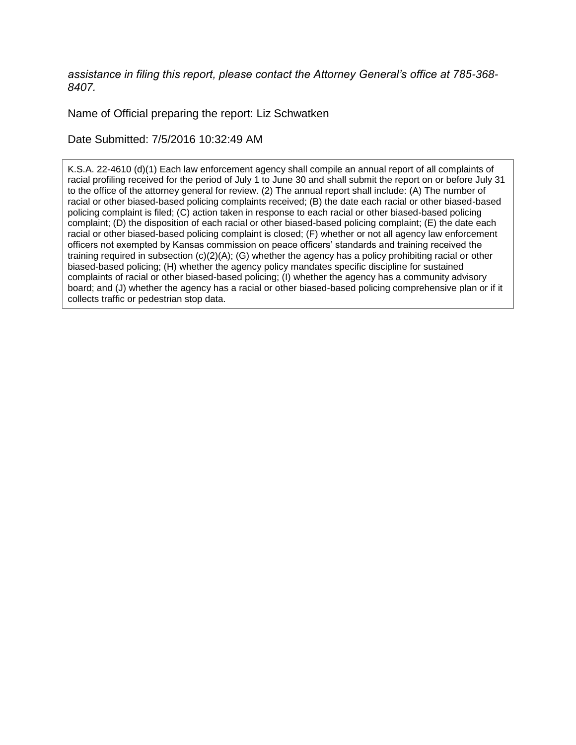*assistance in filing this report, please contact the Attorney General's office at 785-368-8407.*

Name of Official preparing the report: Liz Schwatken

Date Submitted: 7/5/2016 10:32:49 AM

K.S.A. 22-4610 (d)(1) Each law enforcement agency shall compile an annual report of all complaints of racial profiling received for the period of July 1 to June 30 and shall submit the report on or before July 31 to the office of the attorney general for review. (2) The annual report shall include: (A) The number of racial or other biased-based policing complaints received; (B) the date each racial or other biased-based policing complaint is filed; (C) action taken in response to each racial or other biased-based policing complaint; (D) the disposition of each racial or other biased-based policing complaint; (E) the date each racial or other biased-based policing complaint is closed; (F) whether or not all agency law enforcement officers not exempted by Kansas commission on peace officers' standards and training received the training required in subsection (c)(2)(A); (G) whether the agency has a policy prohibiting racial or other biased-based policing; (H) whether the agency policy mandates specific discipline for sustained complaints of racial or other biased-based policing; (I) whether the agency has a community advisory board; and (J) whether the agency has a racial or other biased-based policing comprehensive plan or if it collects traffic or pedestrian stop data.